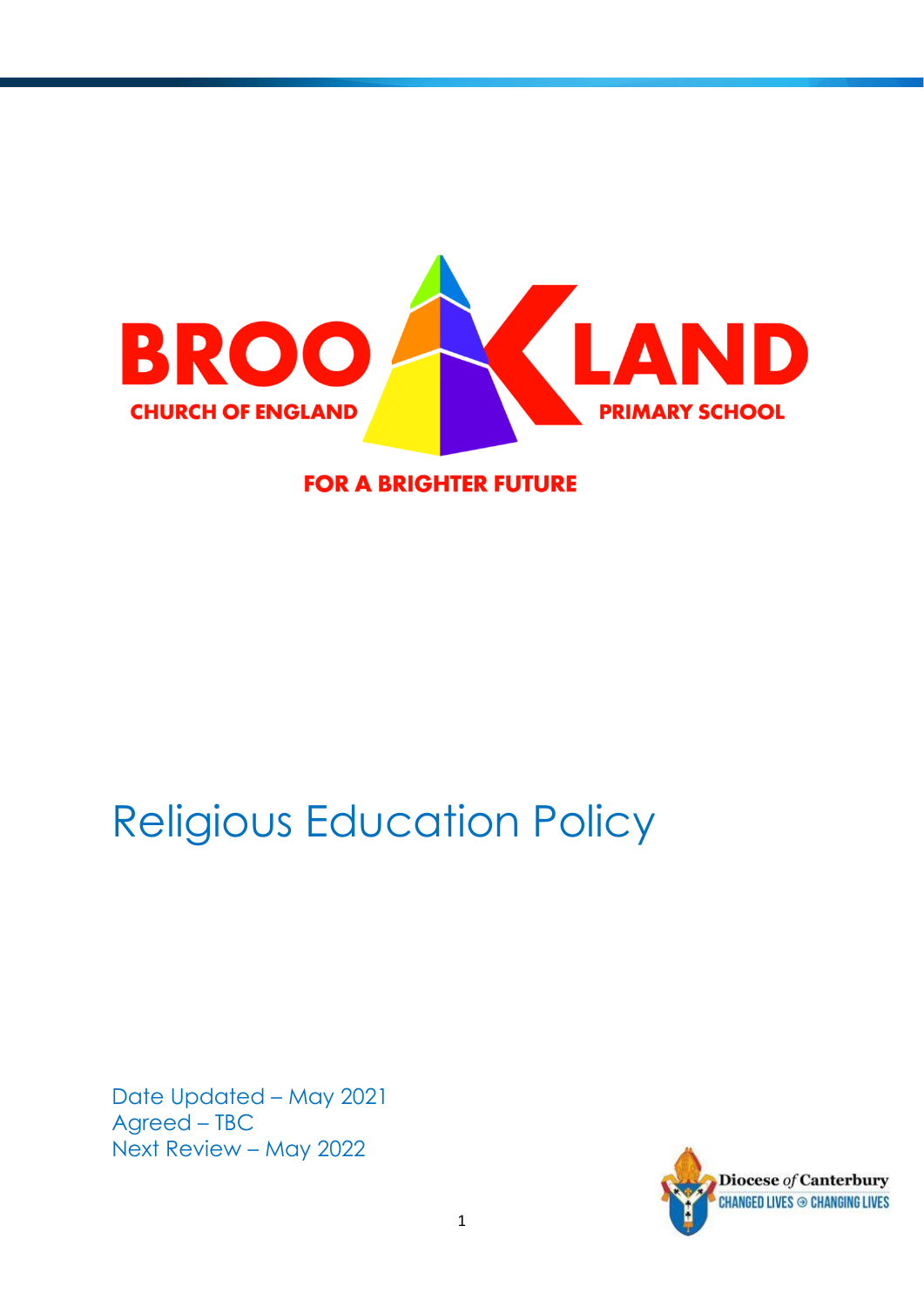BROOKLAND CHURCH OF ENGLAND PRIMARY SCHOOL

FOR A BRIGHTER FUTURE

# Religious Education Policy

Date Updated – May 2021
Agreed – TBC
Next Review – May 2022

Diocese *of* Canterbury
CHANGED LIVES ⊕ CHANGING LIVES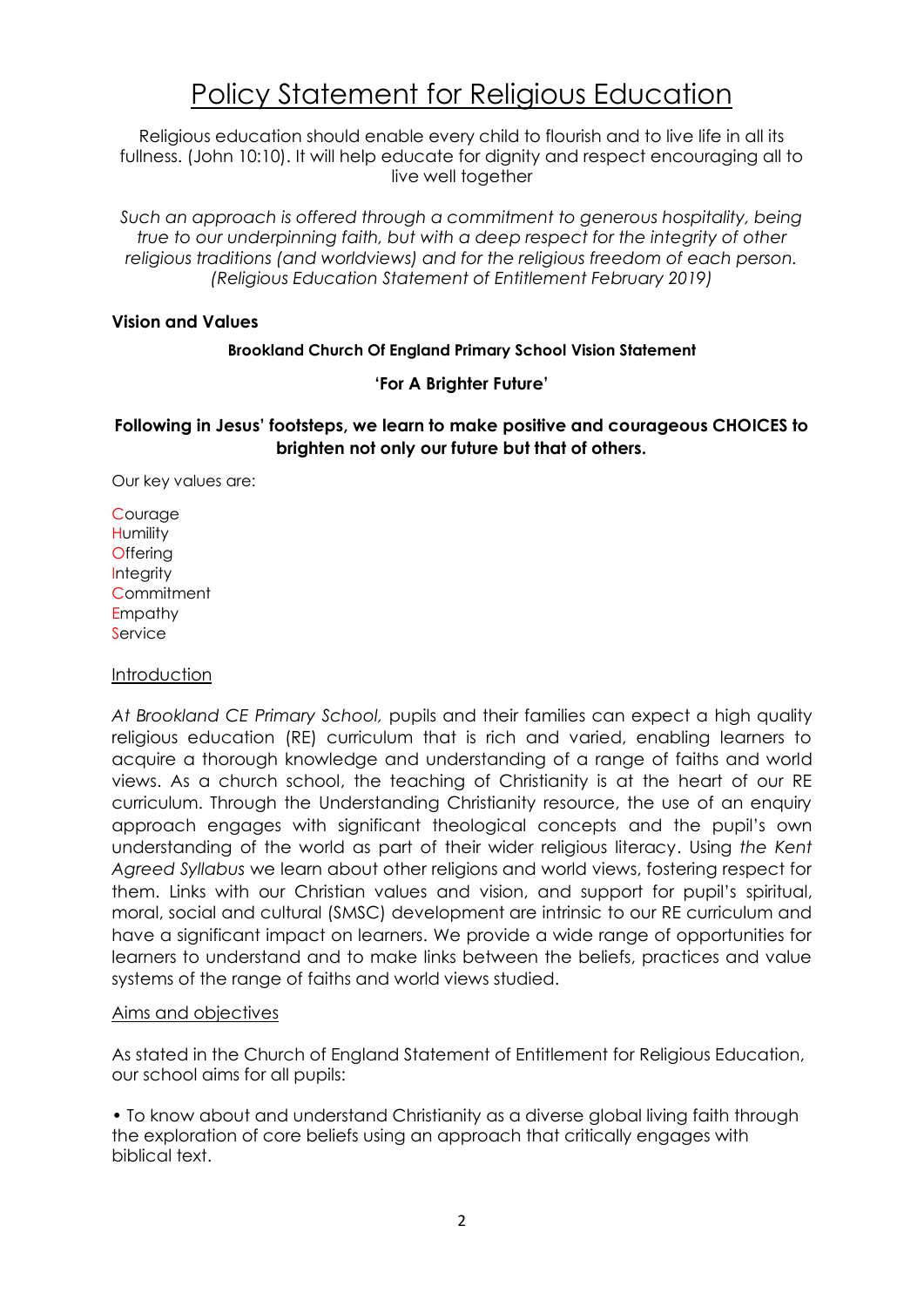# Policy Statement for Religious Education

Religious education should enable every child to flourish and to live life in all its fullness. (John 10:10). It will help educate for dignity and respect encouraging all to live well together

*Such an approach is offered through a commitment to generous hospitality, being true to our underpinning faith, but with a deep respect for the integrity of other religious traditions (and worldviews) and for the religious freedom of each person. (Religious Education Statement of Entitlement February 2019)*

**Vision and Values**

**Brookland Church Of England Primary School Vision Statement**

**'For A Brighter Future'**

**Following in Jesus' footsteps, we learn to make positive and courageous CHOICES to brighten not only our future but that of others.**

Our key values are:

Courage
Humility
Offering
Integrity
Commitment
Empathy
Service

## Introduction

*At Brookland CE Primary School,* pupils and their families can expect a high quality religious education (RE) curriculum that is rich and varied, enabling learners to acquire a thorough knowledge and understanding of a range of faiths and world views. As a church school, the teaching of Christianity is at the heart of our RE curriculum. Through the Understanding Christianity resource, the use of an enquiry approach engages with significant theological concepts and the pupil's own understanding of the world as part of their wider religious literacy. Using *the Kent Agreed Syllabus* we learn about other religions and world views, fostering respect for them. Links with our Christian values and vision, and support for pupil's spiritual, moral, social and cultural (SMSC) development are intrinsic to our RE curriculum and have a significant impact on learners. We provide a wide range of opportunities for learners to understand and to make links between the beliefs, practices and value systems of the range of faiths and world views studied.

## Aims and objectives

As stated in the Church of England Statement of Entitlement for Religious Education, our school aims for all pupils:

• To know about and understand Christianity as a diverse global living faith through the exploration of core beliefs using an approach that critically engages with biblical text.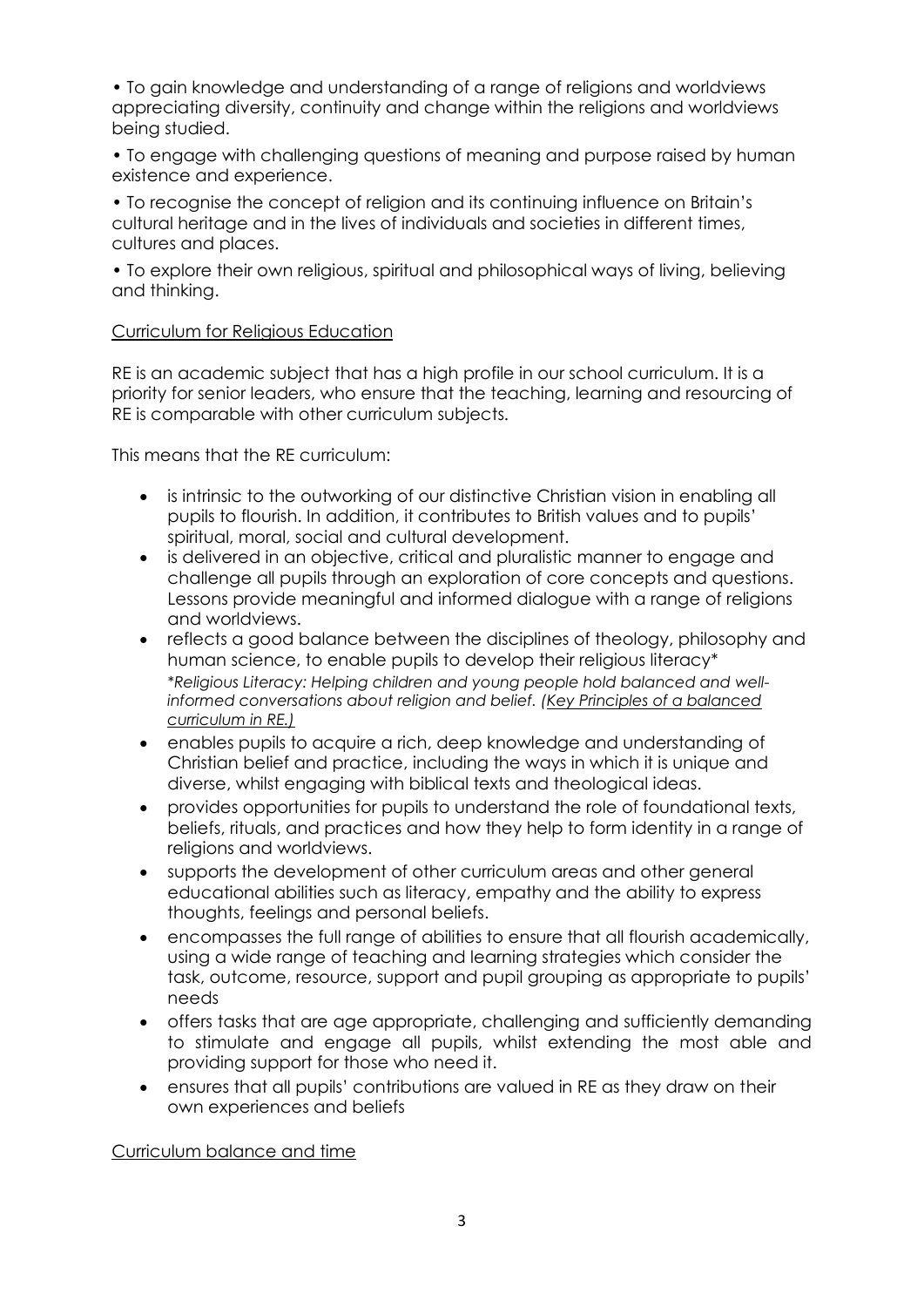• To gain knowledge and understanding of a range of religions and worldviews appreciating diversity, continuity and change within the religions and worldviews being studied.

• To engage with challenging questions of meaning and purpose raised by human existence and experience.

• To recognise the concept of religion and its continuing influence on Britain's cultural heritage and in the lives of individuals and societies in different times, cultures and places.

• To explore their own religious, spiritual and philosophical ways of living, believing and thinking.

<u>Curriculum for Religious Education</u>

RE is an academic subject that has a high profile in our school curriculum. It is a priority for senior leaders, who ensure that the teaching, learning and resourcing of RE is comparable with other curriculum subjects.

This means that the RE curriculum:

- is intrinsic to the outworking of our distinctive Christian vision in enabling all pupils to flourish. In addition, it contributes to British values and to pupils' spiritual, moral, social and cultural development.
- is delivered in an objective, critical and pluralistic manner to engage and challenge all pupils through an exploration of core concepts and questions. Lessons provide meaningful and informed dialogue with a range of religions and worldviews.
- reflects a good balance between the disciplines of theology, philosophy and human science, to enable pupils to develop their religious literacy*
  *\*Religious Literacy: Helping children and young people hold balanced and well-informed conversations about religion and belief. (<u>Key Principles of a balanced curriculum in RE.</u>)*
- enables pupils to acquire a rich, deep knowledge and understanding of Christian belief and practice, including the ways in which it is unique and diverse, whilst engaging with biblical texts and theological ideas.
- provides opportunities for pupils to understand the role of foundational texts, beliefs, rituals, and practices and how they help to form identity in a range of religions and worldviews.
- supports the development of other curriculum areas and other general educational abilities such as literacy, empathy and the ability to express thoughts, feelings and personal beliefs.
- encompasses the full range of abilities to ensure that all flourish academically, using a wide range of teaching and learning strategies which consider the task, outcome, resource, support and pupil grouping as appropriate to pupils' needs
- offers tasks that are age appropriate, challenging and sufficiently demanding to stimulate and engage all pupils, whilst extending the most able and providing support for those who need it.
- ensures that all pupils' contributions are valued in RE as they draw on their own experiences and beliefs

<u>Curriculum balance and time</u>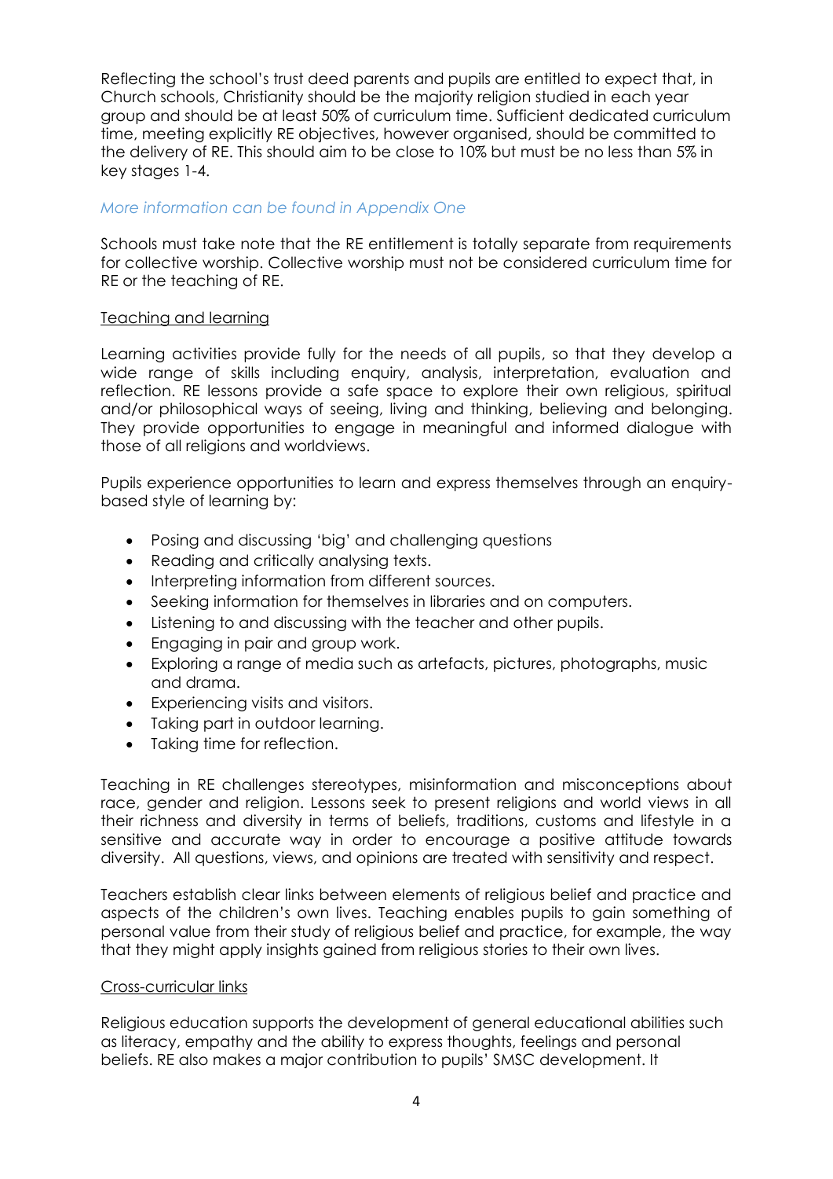Reflecting the school's trust deed parents and pupils are entitled to expect that, in Church schools, Christianity should be the majority religion studied in each year group and should be at least 50% of curriculum time. Sufficient dedicated curriculum time, meeting explicitly RE objectives, however organised, should be committed to the delivery of RE. This should aim to be close to 10% but must be no less than 5% in key stages 1-4.

*More information can be found in Appendix One*

Schools must take note that the RE entitlement is totally separate from requirements for collective worship. Collective worship must not be considered curriculum time for RE or the teaching of RE.

<u>Teaching and learning</u>

Learning activities provide fully for the needs of all pupils, so that they develop a wide range of skills including enquiry, analysis, interpretation, evaluation and reflection. RE lessons provide a safe space to explore their own religious, spiritual and/or philosophical ways of seeing, living and thinking, believing and belonging. They provide opportunities to engage in meaningful and informed dialogue with those of all religions and worldviews.

Pupils experience opportunities to learn and express themselves through an enquiry-based style of learning by:

- Posing and discussing 'big' and challenging questions
- Reading and critically analysing texts.
- Interpreting information from different sources.
- Seeking information for themselves in libraries and on computers.
- Listening to and discussing with the teacher and other pupils.
- Engaging in pair and group work.
- Exploring a range of media such as artefacts, pictures, photographs, music and drama.
- Experiencing visits and visitors.
- Taking part in outdoor learning.
- Taking time for reflection.

Teaching in RE challenges stereotypes, misinformation and misconceptions about race, gender and religion. Lessons seek to present religions and world views in all their richness and diversity in terms of beliefs, traditions, customs and lifestyle in a sensitive and accurate way in order to encourage a positive attitude towards diversity. All questions, views, and opinions are treated with sensitivity and respect.

Teachers establish clear links between elements of religious belief and practice and aspects of the children's own lives. Teaching enables pupils to gain something of personal value from their study of religious belief and practice, for example, the way that they might apply insights gained from religious stories to their own lives.

<u>Cross-curricular links</u>

Religious education supports the development of general educational abilities such as literacy, empathy and the ability to express thoughts, feelings and personal beliefs. RE also makes a major contribution to pupils' SMSC development. It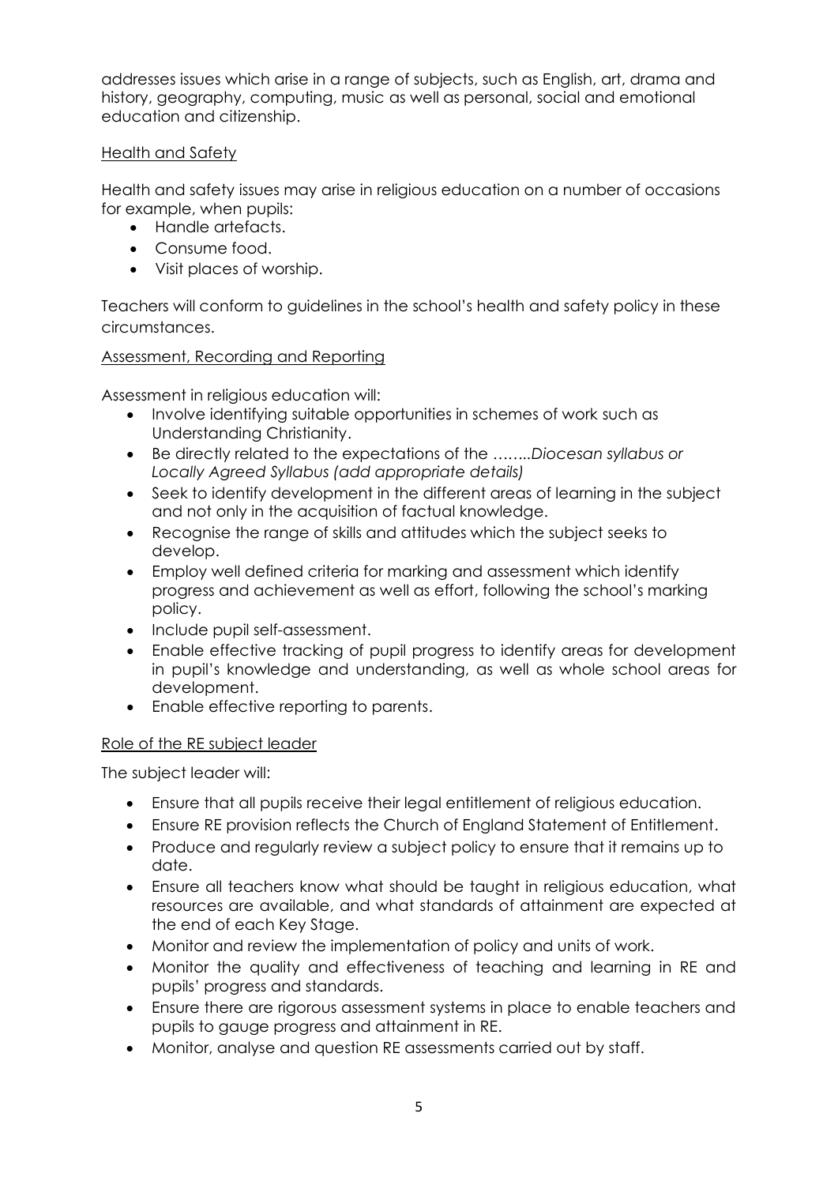addresses issues which arise in a range of subjects, such as English, art, drama and history, geography, computing, music as well as personal, social and emotional education and citizenship.

## Health and Safety

Health and safety issues may arise in religious education on a number of occasions for example, when pupils:

- Handle artefacts.
- Consume food.
- Visit places of worship.

Teachers will conform to guidelines in the school's health and safety policy in these circumstances.

## Assessment, Recording and Reporting

Assessment in religious education will:

- Involve identifying suitable opportunities in schemes of work such as Understanding Christianity.
- Be directly related to the expectations of the ……..*Diocesan syllabus or Locally Agreed Syllabus (add appropriate details)*
- Seek to identify development in the different areas of learning in the subject and not only in the acquisition of factual knowledge.
- Recognise the range of skills and attitudes which the subject seeks to develop.
- Employ well defined criteria for marking and assessment which identify progress and achievement as well as effort, following the school's marking policy.
- Include pupil self-assessment.
- Enable effective tracking of pupil progress to identify areas for development in pupil's knowledge and understanding, as well as whole school areas for development.
- Enable effective reporting to parents.

## Role of the RE subject leader

The subject leader will:

- Ensure that all pupils receive their legal entitlement of religious education.
- Ensure RE provision reflects the Church of England Statement of Entitlement.
- Produce and regularly review a subject policy to ensure that it remains up to date.
- Ensure all teachers know what should be taught in religious education, what resources are available, and what standards of attainment are expected at the end of each Key Stage.
- Monitor and review the implementation of policy and units of work.
- Monitor the quality and effectiveness of teaching and learning in RE and pupils' progress and standards.
- Ensure there are rigorous assessment systems in place to enable teachers and pupils to gauge progress and attainment in RE.
- Monitor, analyse and question RE assessments carried out by staff.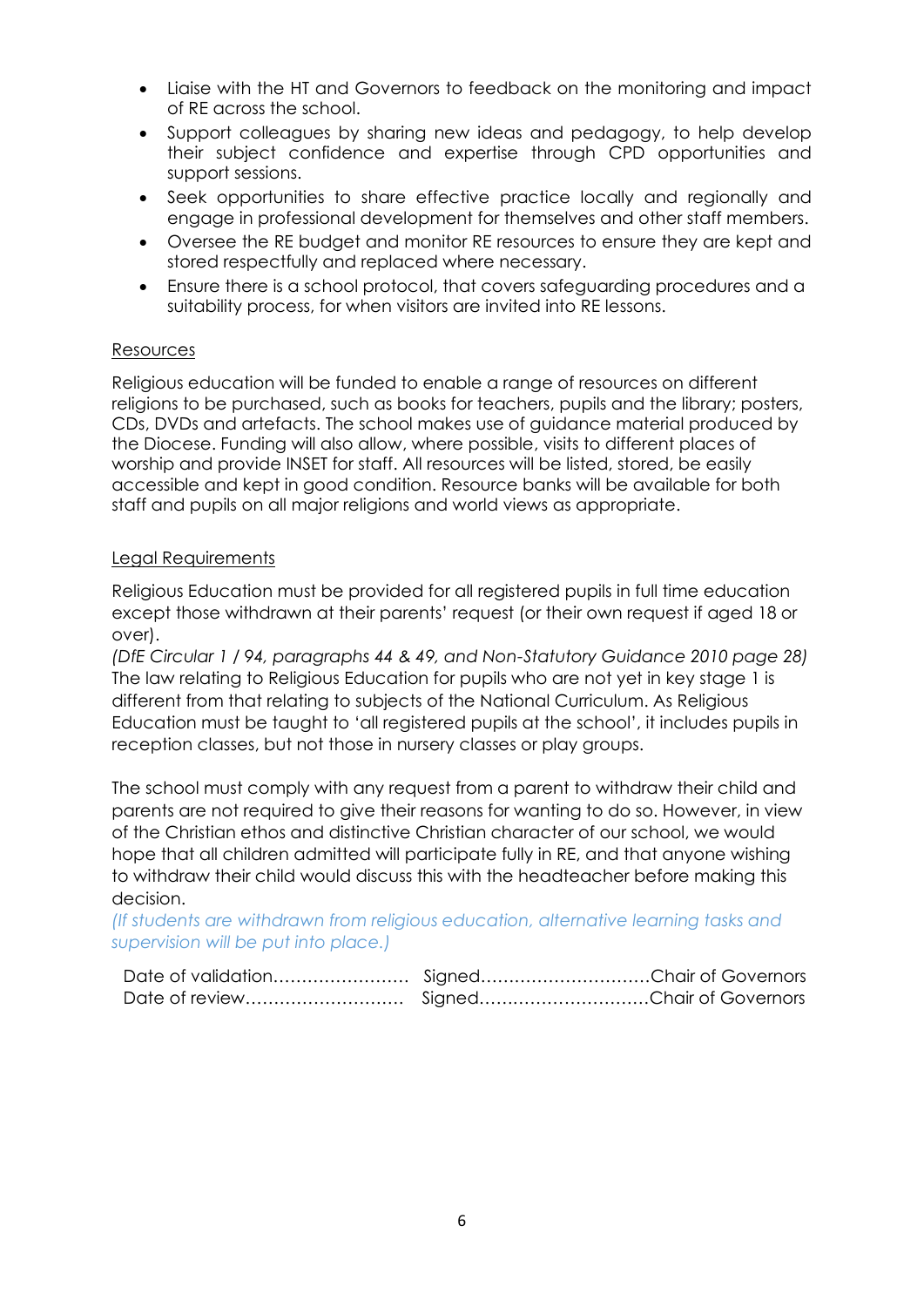- Liaise with the HT and Governors to feedback on the monitoring and impact of RE across the school.
- Support colleagues by sharing new ideas and pedagogy, to help develop their subject confidence and expertise through CPD opportunities and support sessions.
- Seek opportunities to share effective practice locally and regionally and engage in professional development for themselves and other staff members.
- Oversee the RE budget and monitor RE resources to ensure they are kept and stored respectfully and replaced where necessary.
- Ensure there is a school protocol, that covers safeguarding procedures and a suitability process, for when visitors are invited into RE lessons.

## Resources

Religious education will be funded to enable a range of resources on different religions to be purchased, such as books for teachers, pupils and the library; posters, CDs, DVDs and artefacts. The school makes use of guidance material produced by the Diocese. Funding will also allow, where possible, visits to different places of worship and provide INSET for staff. All resources will be listed, stored, be easily accessible and kept in good condition. Resource banks will be available for both staff and pupils on all major religions and world views as appropriate.

## Legal Requirements

Religious Education must be provided for all registered pupils in full time education except those withdrawn at their parents' request (or their own request if aged 18 or over).

*(DfE Circular 1 / 94, paragraphs 44 & 49, and Non-Statutory Guidance 2010 page 28)*

The law relating to Religious Education for pupils who are not yet in key stage 1 is different from that relating to subjects of the National Curriculum. As Religious Education must be taught to 'all registered pupils at the school', it includes pupils in reception classes, but not those in nursery classes or play groups.

The school must comply with any request from a parent to withdraw their child and parents are not required to give their reasons for wanting to do so. However, in view of the Christian ethos and distinctive Christian character of our school, we would hope that all children admitted will participate fully in RE, and that anyone wishing to withdraw their child would discuss this with the headteacher before making this decision.

*(If students are withdrawn from religious education, alternative learning tasks and supervision will be put into place.)*

Date of validation…………………… Signed…………………………Chair of Governors

Date of review………………………. Signed…………………………Chair of Governors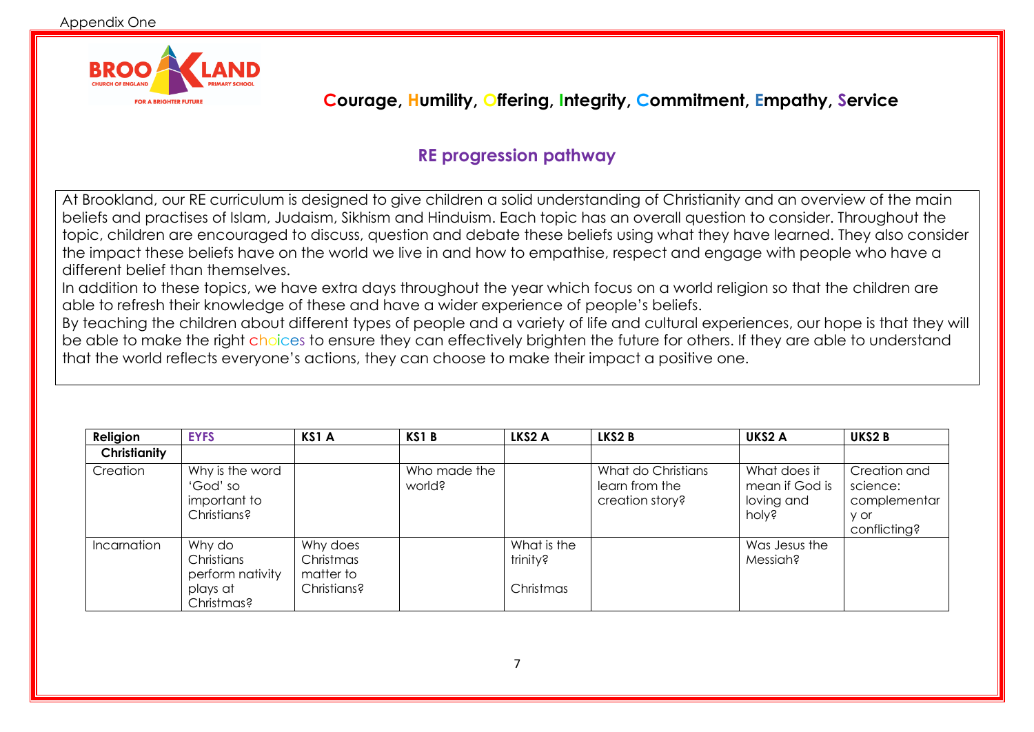Appendix One

BROOKLAND CHURCH OF ENGLAND PRIMARY SCHOOL FOR A BRIGHTER FUTURE

**Courage, Humility, Offering, Integrity, Commitment, Empathy, Service**

## RE progression pathway

At Brookland, our RE curriculum is designed to give children a solid understanding of Christianity and an overview of the main beliefs and practises of Islam, Judaism, Sikhism and Hinduism. Each topic has an overall question to consider. Throughout the topic, children are encouraged to discuss, question and debate these beliefs using what they have learned. They also consider the impact these beliefs have on the world we live in and how to empathise, respect and engage with people who have a different belief than themselves.

In addition to these topics, we have extra days throughout the year which focus on a world religion so that the children are able to refresh their knowledge of these and have a wider experience of people's beliefs.

By teaching the children about different types of people and a variety of life and cultural experiences, our hope is that they will be able to make the right choices to ensure they can effectively brighten the future for others. If they are able to understand that the world reflects everyone's actions, they can choose to make their impact a positive one.

| Religion | EYFS | KS1 A | KS1 B | LKS2 A | LKS2 B | UKS2 A | UKS2 B |
|---|---|---|---|---|---|---|---|
| **Christianity** | | | | | | | |
| Creation | Why is the word 'God' so important to Christians? | | Who made the world? | | What do Christians learn from the creation story? | What does it mean if God is loving and holy? | Creation and science: complementary or conflicting? |
| Incarnation | Why do Christians perform nativity plays at Christmas? | Why does Christmas matter to Christians? | | What is the trinity? Christmas | | Was Jesus the Messiah? | |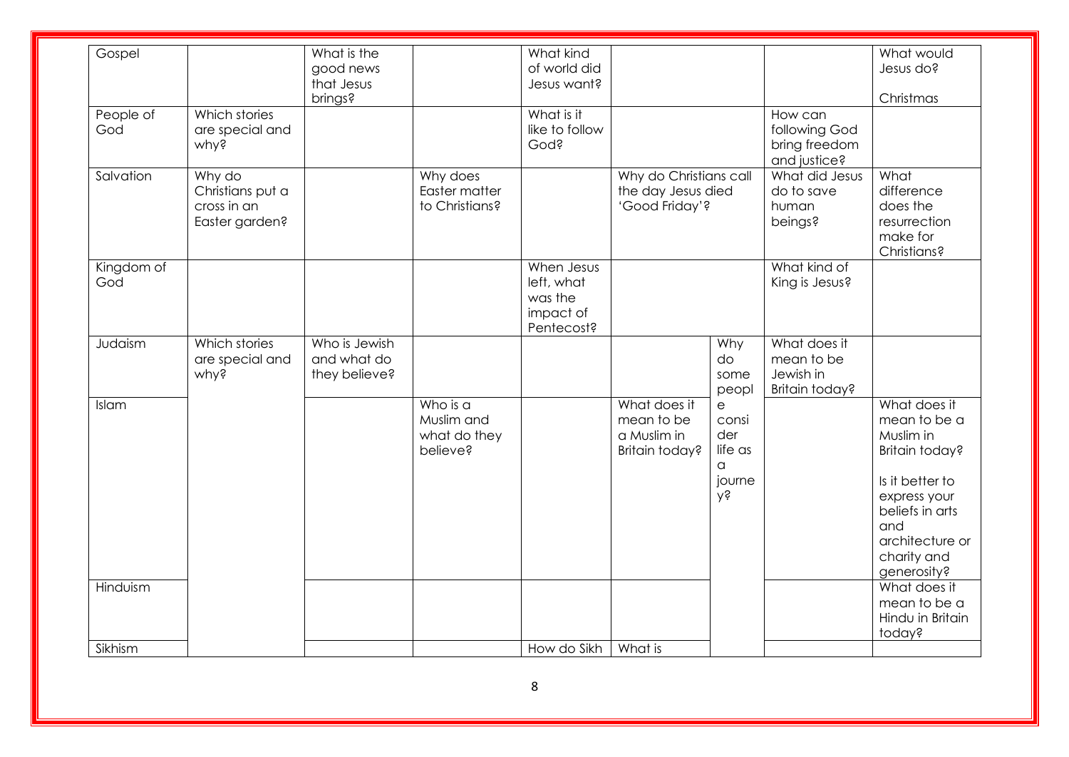| Gospel | | What is the good news that Jesus brings? | | What kind of world did Jesus want? | | | | What would Jesus do?<br><br>Christmas |
|---|---|---|---|---|---|---|---|---|
| People of God | Which stories are special and why? | | | What is it like to follow God? | | | How can following God bring freedom and justice? | |
| Salvation | Why do Christians put a cross in an Easter garden? | | Why does Easter matter to Christians? | | Why do Christians call the day Jesus died 'Good Friday'? | | What did Jesus do to save human beings? | What difference does the resurrection make for Christians? |
| Kingdom of God | | | | When Jesus left, what was the impact of Pentecost? | | | What kind of King is Jesus? | |
| Judaism | Which stories are special and why? | Who is Jewish and what do they believe? | | | | Why do some people consider life as a journey? | What does it mean to be Jewish in Britain today? | |
| Islam | | | Who is a Muslim and what do they believe? | | What does it mean to be a Muslim in Britain today? | | | What does it mean to be a Muslim in Britain today?<br><br>Is it better to express your beliefs in arts and architecture or charity and generosity? |
| Hinduism | | | | | | | | What does it mean to be a Hindu in Britain today? |
| Sikhism | | | | How do Sikh | What is | | | |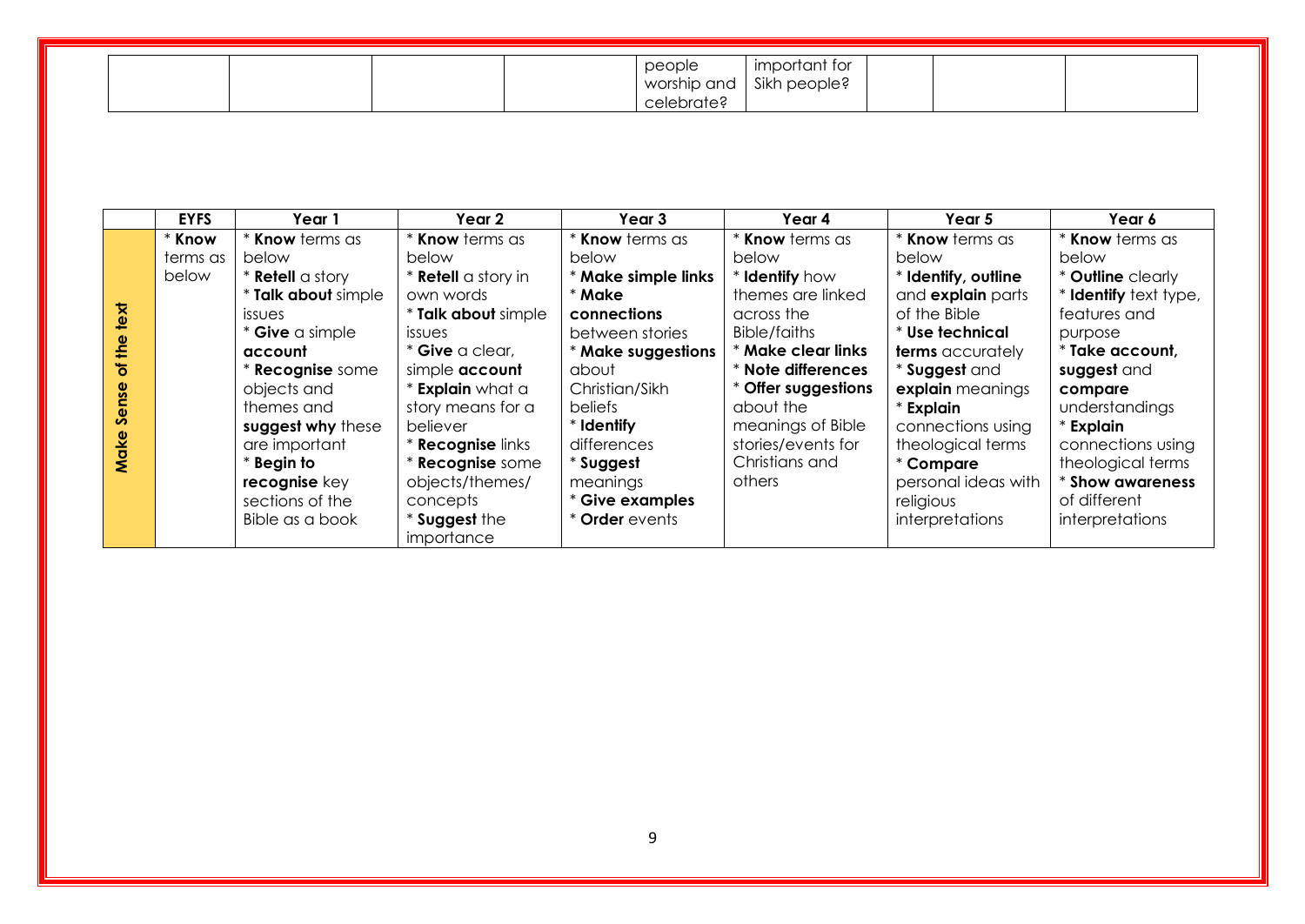|  |  |  |  | people worship and celebrate? | important for Sikh people? |  |  |  |
|---|---|---|---|---|---|---|---|---|

|  | EYFS | Year 1 | Year 2 | Year 3 | Year 4 | Year 5 | Year 6 |
|---|---|---|---|---|---|---|---|
| **Make Sense of the text** | * **Know** terms as below | * **Know** terms as below<br>* **Retell** a story<br>* **Talk about** simple issues<br>* **Give** a simple **account**<br>* **Recognise** some objects and themes and **suggest why** these are important<br>* **Begin to recognise** key sections of the Bible as a book | * **Know** terms as below<br>* **Retell** a story in own words<br>* **Talk about** simple issues<br>* **Give** a clear, simple **account**<br>* **Explain** what a story means for a believer<br>* **Recognise** links<br>* **Recognise** some objects/themes/ concepts<br>* **Suggest** the importance | * **Know** terms as below<br>* **Make simple links**<br>* **Make connections** between stories<br>* **Make suggestions** about Christian/Sikh beliefs<br>* **Identify** differences<br>* **Suggest** meanings<br>* **Give examples**<br>* **Order** events | * **Know** terms as below<br>* **Identify** how themes are linked across the Bible/faiths<br>* **Make clear links**<br>* **Note differences**<br>* **Offer suggestions** about the meanings of Bible stories/events for Christians and others | * **Know** terms as below<br>* **Identify, outline** and **explain** parts of the Bible<br>* **Use technical terms** accurately<br>* **Suggest** and **explain** meanings<br>* **Explain** connections using theological terms<br>* **Compare** personal ideas with religious interpretations | * **Know** terms as below<br>* **Outline** clearly<br>* **Identify** text type, features and purpose<br>* **Take account, suggest** and **compare** understandings<br>* **Explain** connections using theological terms<br>* **Show awareness** of different interpretations |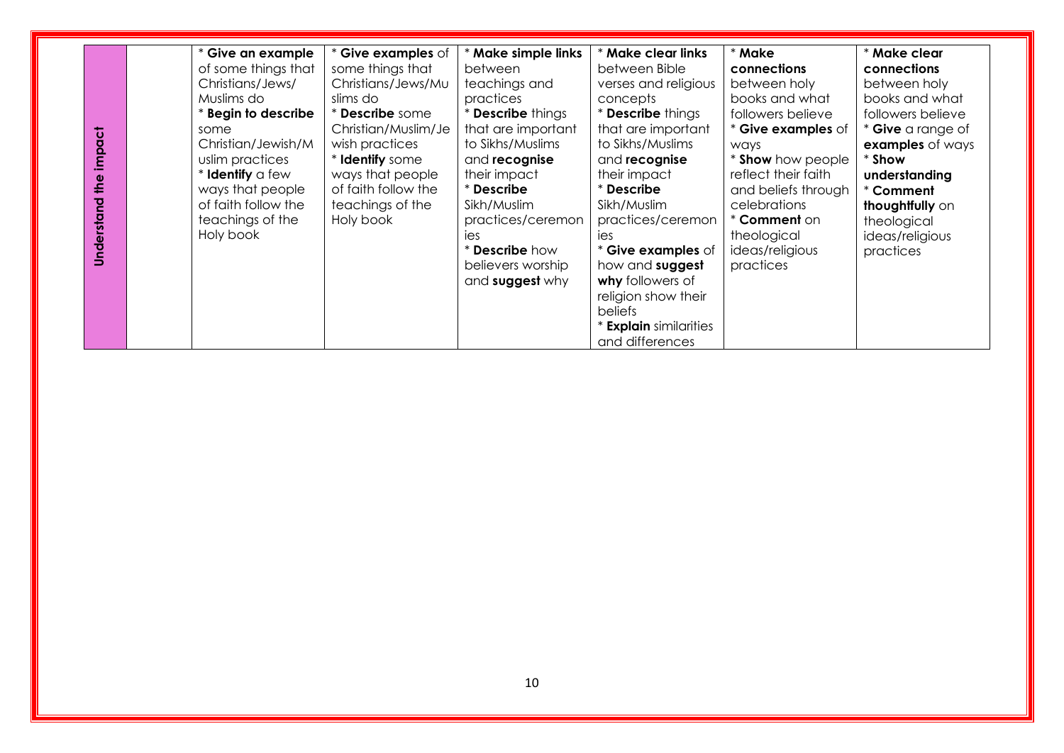| Understand the impact | | * **Give an example** of some things that Christians/Jews/ Muslims do<br>* **Begin to describe** some Christian/Jewish/Muslim practices<br>* **Identify** a few ways that people of faith follow the teachings of the Holy book | * **Give examples** of some things that Christians/Jews/Muslims do<br>* **Describe** some Christian/Muslim/Jewish practices<br>* **Identify** some ways that people of faith follow the teachings of the Holy book | * **Make simple links** between teachings and practices<br>* **Describe** things that are important to Sikhs/Muslims and **recognise** their impact<br>* **Describe** Sikh/Muslim practices/ceremonies<br>* **Describe** how believers worship and **suggest** why | * **Make clear links** between Bible verses and religious concepts<br>* **Describe** things that are important to Sikhs/Muslims and **recognise** their impact<br>* **Describe** Sikh/Muslim practices/ceremonies<br>* **Give examples** of how and **suggest why** followers of religion show their beliefs<br>* **Explain** similarities and differences | * **Make connections** between holy books and what followers believe<br>* **Give examples** of ways<br>* **Show** how people reflect their faith and beliefs through celebrations<br>* **Comment** on theological ideas/religious practices | * **Make clear connections** between holy books and what followers believe<br>* **Give** a range of **examples** of ways<br>* **Show understanding**<br>* **Comment thoughtfully** on theological ideas/religious practices |
|---|---|---|---|---|---|---|---|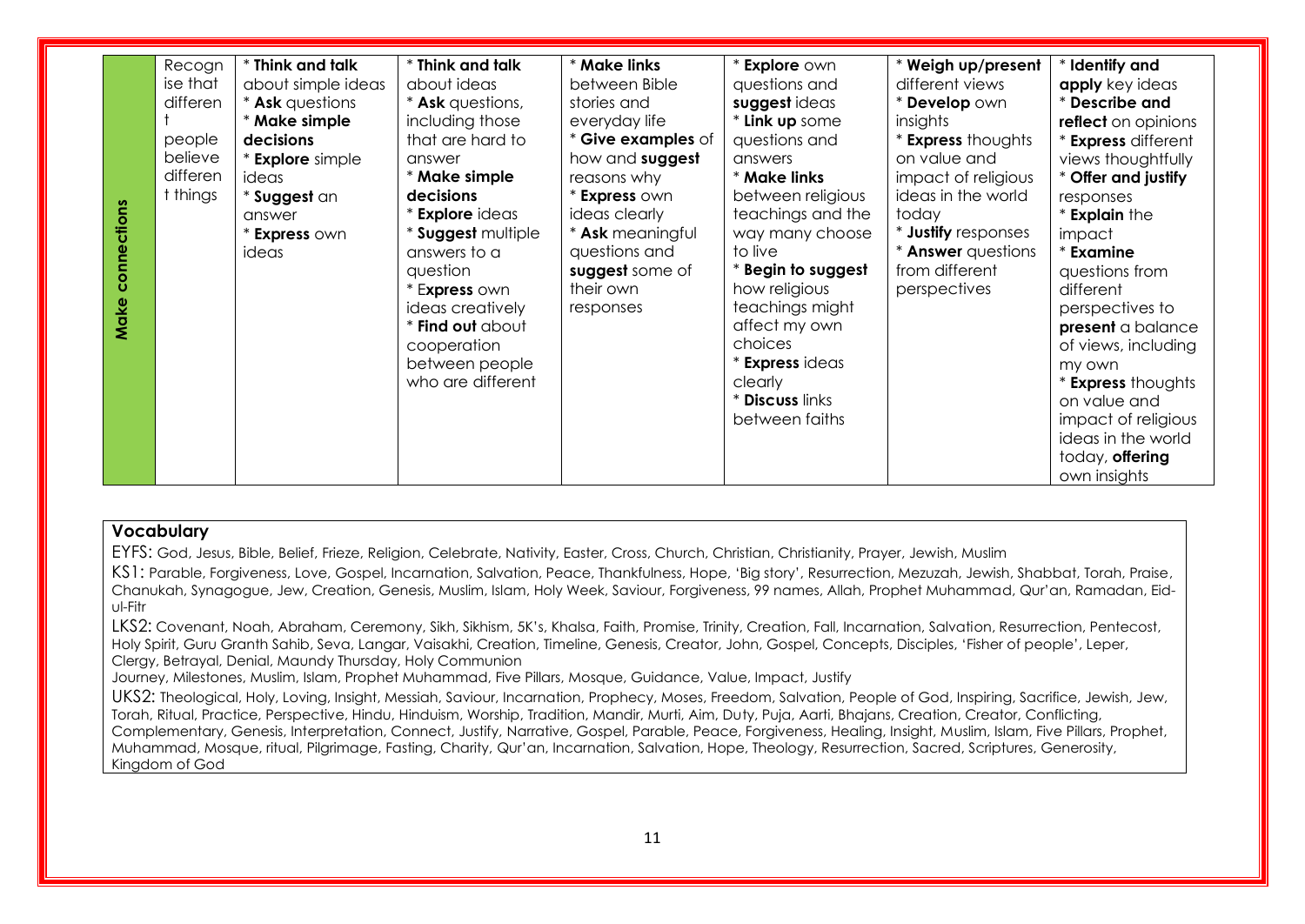| | | | | | | | |
|---|---|---|---|---|---|---|---|
| **Make connections** | Recognise that different people believe different things | * **Think and talk** about simple ideas<br>* **Ask** questions<br>* **Make simple decisions**<br>* **Explore** simple ideas<br>* **Suggest** an answer<br>* **Express** own ideas | * **Think and talk** about ideas<br>* **Ask** questions, including those that are hard to answer<br>* **Make simple decisions**<br>* **Explore** ideas<br>* **Suggest** multiple answers to a question<br>* E**xpress** own ideas creatively<br>* **Find out** about cooperation between people who are different | * **Make links** between Bible stories and everyday life<br>* **Give examples** of how and **suggest** reasons why<br>* **Express** own ideas clearly<br>* **Ask** meaningful questions and **suggest** some of their own responses | * **Explore** own questions and **suggest** ideas<br>* **Link up** some questions and answers<br>* **Make links** between religious teachings and the way many choose to live<br>* **Begin to suggest** how religious teachings might affect my own choices<br>* **Express** ideas clearly<br>* **Discuss** links between faiths | * **Weigh up/present** different views<br>* **Develop** own insights<br>* **Express** thoughts on value and impact of religious ideas in the world today<br>* **Justify** responses<br>* **Answer** questions from different perspectives | * **Identify and apply** key ideas<br>* **Describe and reflect** on opinions<br>* **Express** different views thoughtfully<br>* **Offer and justify** responses<br>* **Explain** the impact<br>* **Examine** questions from different perspectives to **present** a balance of views, including my own<br>* **Express** thoughts on value and impact of religious ideas in the world today, **offering** own insights |

**Vocabulary**

EYFS: God, Jesus, Bible, Belief, Frieze, Religion, Celebrate, Nativity, Easter, Cross, Church, Christian, Christianity, Prayer, Jewish, Muslim

KS1: Parable, Forgiveness, Love, Gospel, Incarnation, Salvation, Peace, Thankfulness, Hope, 'Big story', Resurrection, Mezuzah, Jewish, Shabbat, Torah, Praise, Chanukah, Synagogue, Jew, Creation, Genesis, Muslim, Islam, Holy Week, Saviour, Forgiveness, 99 names, Allah, Prophet Muhammad, Qur'an, Ramadan, Eid-ul-Fitr

LKS2: Covenant, Noah, Abraham, Ceremony, Sikh, Sikhism, 5K's, Khalsa, Faith, Promise, Trinity, Creation, Fall, Incarnation, Salvation, Resurrection, Pentecost, Holy Spirit, Guru Granth Sahib, Seva, Langar, Vaisakhi, Creation, Timeline, Genesis, Creator, John, Gospel, Concepts, Disciples, 'Fisher of people', Leper, Clergy, Betrayal, Denial, Maundy Thursday, Holy Communion
Journey, Milestones, Muslim, Islam, Prophet Muhammad, Five Pillars, Mosque, Guidance, Value, Impact, Justify

UKS2: Theological, Holy, Loving, Insight, Messiah, Saviour, Incarnation, Prophecy, Moses, Freedom, Salvation, People of God, Inspiring, Sacrifice, Jewish, Jew, Torah, Ritual, Practice, Perspective, Hindu, Hinduism, Worship, Tradition, Mandir, Murti, Aim, Duty, Puja, Aarti, Bhajans, Creation, Creator, Conflicting, Complementary, Genesis, Interpretation, Connect, Justify, Narrative, Gospel, Parable, Peace, Forgiveness, Healing, Insight, Muslim, Islam, Five Pillars, Prophet, Muhammad, Mosque, ritual, Pilgrimage, Fasting, Charity, Qur'an, Incarnation, Salvation, Hope, Theology, Resurrection, Sacred, Scriptures, Generosity, Kingdom of God